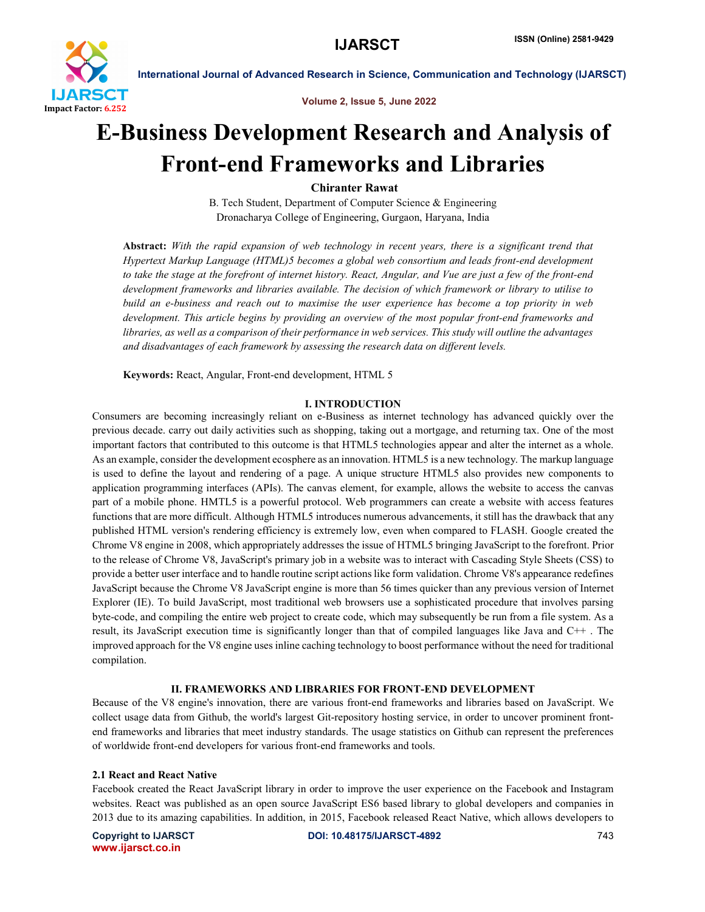# E-Business Development Research and Analysis of Front-end Frameworks and Libraries

**Chiranter Rawat**

B. Tech Student, Department of Computer Science & Engineering
Dronacharya College of Engineering, Gurgaon, Haryana, India

**Abstract:** *With the rapid expansion of web technology in recent years, there is a significant trend that Hypertext Markup Language (HTML)5 becomes a global web consortium and leads front-end development to take the stage at the forefront of internet history. React, Angular, and Vue are just a few of the front-end development frameworks and libraries available. The decision of which framework or library to utilise to build an e-business and reach out to maximise the user experience has become a top priority in web development. This article begins by providing an overview of the most popular front-end frameworks and libraries, as well as a comparison of their performance in web services. This study will outline the advantages and disadvantages of each framework by assessing the research data on different levels.*

**Keywords:** React, Angular, Front-end development, HTML 5

## I. INTRODUCTION

Consumers are becoming increasingly reliant on e-Business as internet technology has advanced quickly over the previous decade. carry out daily activities such as shopping, taking out a mortgage, and returning tax. One of the most important factors that contributed to this outcome is that HTML5 technologies appear and alter the internet as a whole. As an example, consider the development ecosphere as an innovation. HTML5 is a new technology. The markup language is used to define the layout and rendering of a page. A unique structure HTML5 also provides new components to application programming interfaces (APIs). The canvas element, for example, allows the website to access the canvas part of a mobile phone. HMTL5 is a powerful protocol. Web programmers can create a website with access features functions that are more difficult. Although HTML5 introduces numerous advancements, it still has the drawback that any published HTML version's rendering efficiency is extremely low, even when compared to FLASH. Google created the Chrome V8 engine in 2008, which appropriately addresses the issue of HTML5 bringing JavaScript to the forefront. Prior to the release of Chrome V8, JavaScript's primary job in a website was to interact with Cascading Style Sheets (CSS) to provide a better user interface and to handle routine script actions like form validation. Chrome V8's appearance redefines JavaScript because the Chrome V8 JavaScript engine is more than 56 times quicker than any previous version of Internet Explorer (IE). To build JavaScript, most traditional web browsers use a sophisticated procedure that involves parsing byte-code, and compiling the entire web project to create code, which may subsequently be run from a file system. As a result, its JavaScript execution time is significantly longer than that of compiled languages like Java and C++ . The improved approach for the V8 engine uses inline caching technology to boost performance without the need for traditional compilation.

## II. FRAMEWORKS AND LIBRARIES FOR FRONT-END DEVELOPMENT

Because of the V8 engine's innovation, there are various front-end frameworks and libraries based on JavaScript. We collect usage data from Github, the world's largest Git-repository hosting service, in order to uncover prominent front-end frameworks and libraries that meet industry standards. The usage statistics on Github can represent the preferences of worldwide front-end developers for various front-end frameworks and tools.

### 2.1 React and React Native

Facebook created the React JavaScript library in order to improve the user experience on the Facebook and Instagram websites. React was published as an open source JavaScript ES6 based library to global developers and companies in 2013 due to its amazing capabilities. In addition, in 2015, Facebook released React Native, which allows developers to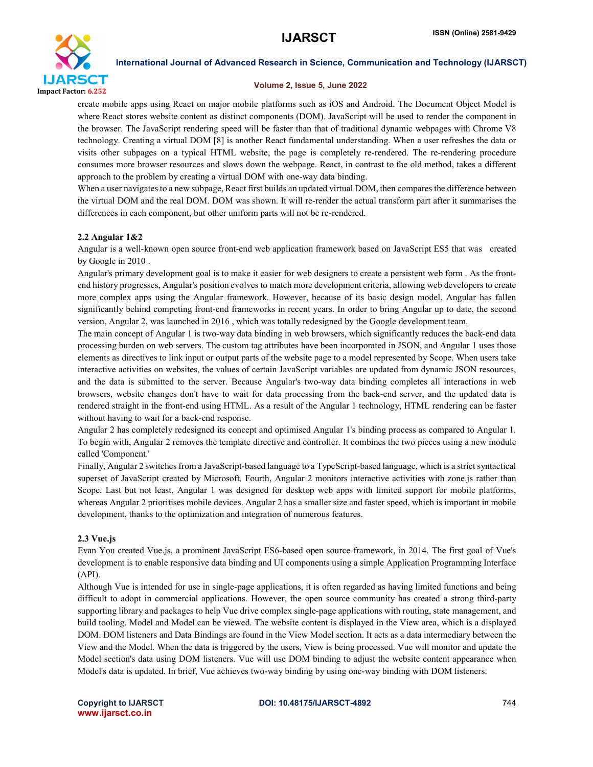create mobile apps using React on major mobile platforms such as iOS and Android. The Document Object Model is where React stores website content as distinct components (DOM). JavaScript will be used to render the component in the browser. The JavaScript rendering speed will be faster than that of traditional dynamic webpages with Chrome V8 technology. Creating a virtual DOM [8] is another React fundamental understanding. When a user refreshes the data or visits other subpages on a typical HTML website, the page is completely re-rendered. The re-rendering procedure consumes more browser resources and slows down the webpage. React, in contrast to the old method, takes a different approach to the problem by creating a virtual DOM with one-way data binding.

When a user navigates to a new subpage, React first builds an updated virtual DOM, then compares the difference between the virtual DOM and the real DOM. DOM was shown. It will re-render the actual transform part after it summarises the differences in each component, but other uniform parts will not be re-rendered.

### 2.2 Angular 1&2

Angular is a well-known open source front-end web application framework based on JavaScript ES5 that was created by Google in 2010 .

Angular's primary development goal is to make it easier for web designers to create a persistent web form . As the front-end history progresses, Angular's position evolves to match more development criteria, allowing web developers to create more complex apps using the Angular framework. However, because of its basic design model, Angular has fallen significantly behind competing front-end frameworks in recent years. In order to bring Angular up to date, the second version, Angular 2, was launched in 2016 , which was totally redesigned by the Google development team.

The main concept of Angular 1 is two-way data binding in web browsers, which significantly reduces the back-end data processing burden on web servers. The custom tag attributes have been incorporated in JSON, and Angular 1 uses those elements as directives to link input or output parts of the website page to a model represented by Scope. When users take interactive activities on websites, the values of certain JavaScript variables are updated from dynamic JSON resources, and the data is submitted to the server. Because Angular's two-way data binding completes all interactions in web browsers, website changes don't have to wait for data processing from the back-end server, and the updated data is rendered straight in the front-end using HTML. As a result of the Angular 1 technology, HTML rendering can be faster without having to wait for a back-end response.

Angular 2 has completely redesigned its concept and optimised Angular 1's binding process as compared to Angular 1. To begin with, Angular 2 removes the template directive and controller. It combines the two pieces using a new module called 'Component.'

Finally, Angular 2 switches from a JavaScript-based language to a TypeScript-based language, which is a strict syntactical superset of JavaScript created by Microsoft. Fourth, Angular 2 monitors interactive activities with zone.js rather than Scope. Last but not least, Angular 1 was designed for desktop web apps with limited support for mobile platforms, whereas Angular 2 prioritises mobile devices. Angular 2 has a smaller size and faster speed, which is important in mobile development, thanks to the optimization and integration of numerous features.

### 2.3 Vue.js

Evan You created Vue.js, a prominent JavaScript ES6-based open source framework, in 2014. The first goal of Vue's development is to enable responsive data binding and UI components using a simple Application Programming Interface (API).

Although Vue is intended for use in single-page applications, it is often regarded as having limited functions and being difficult to adopt in commercial applications. However, the open source community has created a strong third-party supporting library and packages to help Vue drive complex single-page applications with routing, state management, and build tooling. Model and Model can be viewed. The website content is displayed in the View area, which is a displayed DOM. DOM listeners and Data Bindings are found in the View Model section. It acts as a data intermediary between the View and the Model. When the data is triggered by the users, View is being processed. Vue will monitor and update the Model section's data using DOM listeners. Vue will use DOM binding to adjust the website content appearance when Model's data is updated. In brief, Vue achieves two-way binding by using one-way binding with DOM listeners.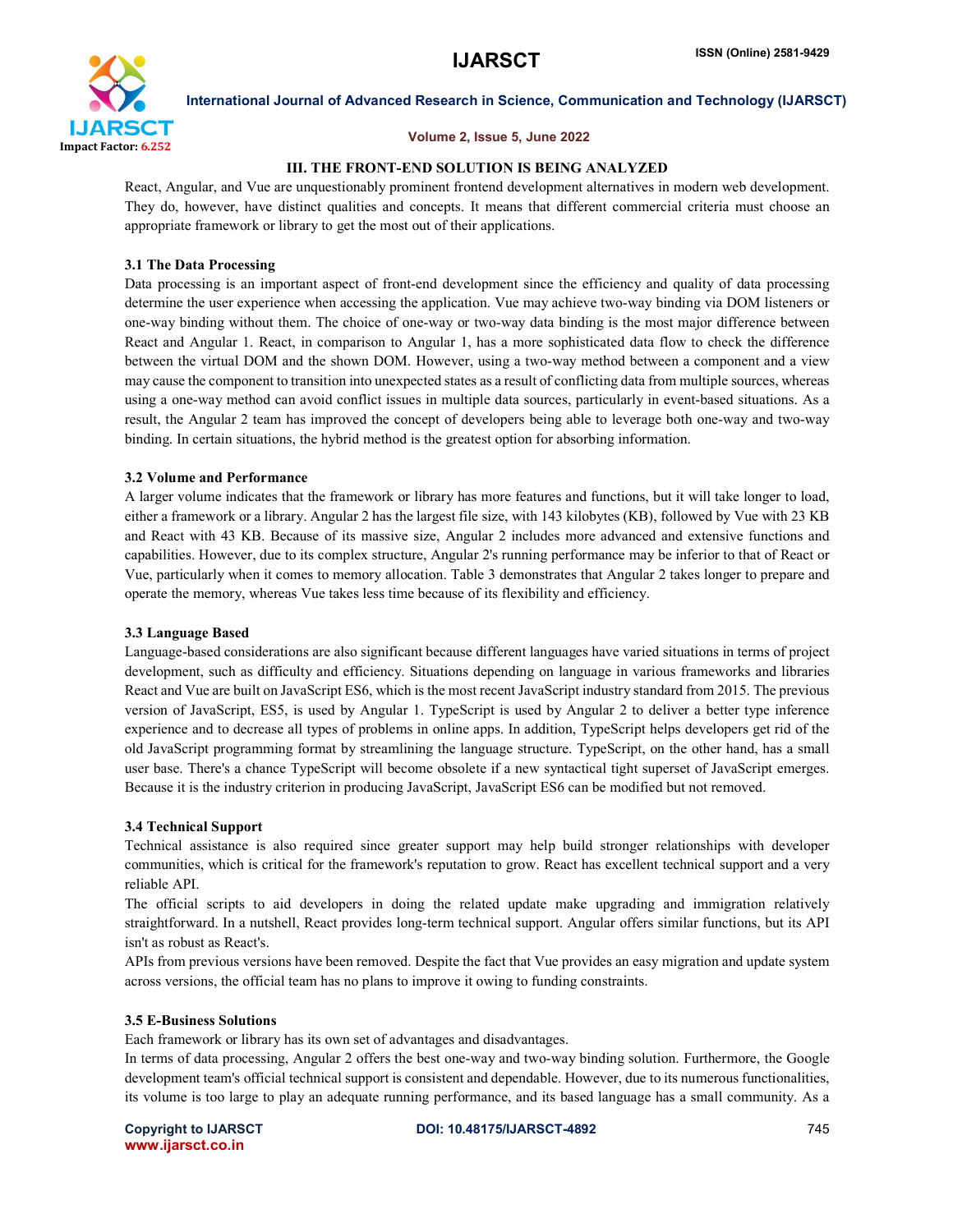## III. THE FRONT-END SOLUTION IS BEING ANALYZED

React, Angular, and Vue are unquestionably prominent frontend development alternatives in modern web development. They do, however, have distinct qualities and concepts. It means that different commercial criteria must choose an appropriate framework or library to get the most out of their applications.

### 3.1 The Data Processing

Data processing is an important aspect of front-end development since the efficiency and quality of data processing determine the user experience when accessing the application. Vue may achieve two-way binding via DOM listeners or one-way binding without them. The choice of one-way or two-way data binding is the most major difference between React and Angular 1. React, in comparison to Angular 1, has a more sophisticated data flow to check the difference between the virtual DOM and the shown DOM. However, using a two-way method between a component and a view may cause the component to transition into unexpected states as a result of conflicting data from multiple sources, whereas using a one-way method can avoid conflict issues in multiple data sources, particularly in event-based situations. As a result, the Angular 2 team has improved the concept of developers being able to leverage both one-way and two-way binding. In certain situations, the hybrid method is the greatest option for absorbing information.

### 3.2 Volume and Performance

A larger volume indicates that the framework or library has more features and functions, but it will take longer to load, either a framework or a library. Angular 2 has the largest file size, with 143 kilobytes (KB), followed by Vue with 23 KB and React with 43 KB. Because of its massive size, Angular 2 includes more advanced and extensive functions and capabilities. However, due to its complex structure, Angular 2's running performance may be inferior to that of React or Vue, particularly when it comes to memory allocation. Table 3 demonstrates that Angular 2 takes longer to prepare and operate the memory, whereas Vue takes less time because of its flexibility and efficiency.

### 3.3 Language Based

Language-based considerations are also significant because different languages have varied situations in terms of project development, such as difficulty and efficiency. Situations depending on language in various frameworks and libraries React and Vue are built on JavaScript ES6, which is the most recent JavaScript industry standard from 2015. The previous version of JavaScript, ES5, is used by Angular 1. TypeScript is used by Angular 2 to deliver a better type inference experience and to decrease all types of problems in online apps. In addition, TypeScript helps developers get rid of the old JavaScript programming format by streamlining the language structure. TypeScript, on the other hand, has a small user base. There's a chance TypeScript will become obsolete if a new syntactical tight superset of JavaScript emerges. Because it is the industry criterion in producing JavaScript, JavaScript ES6 can be modified but not removed.

### 3.4 Technical Support

Technical assistance is also required since greater support may help build stronger relationships with developer communities, which is critical for the framework's reputation to grow. React has excellent technical support and a very reliable API.

The official scripts to aid developers in doing the related update make upgrading and immigration relatively straightforward. In a nutshell, React provides long-term technical support. Angular offers similar functions, but its API isn't as robust as React's.

APIs from previous versions have been removed. Despite the fact that Vue provides an easy migration and update system across versions, the official team has no plans to improve it owing to funding constraints.

### 3.5 E-Business Solutions

Each framework or library has its own set of advantages and disadvantages.

In terms of data processing, Angular 2 offers the best one-way and two-way binding solution. Furthermore, the Google development team's official technical support is consistent and dependable. However, due to its numerous functionalities, its volume is too large to play an adequate running performance, and its based language has a small community. As a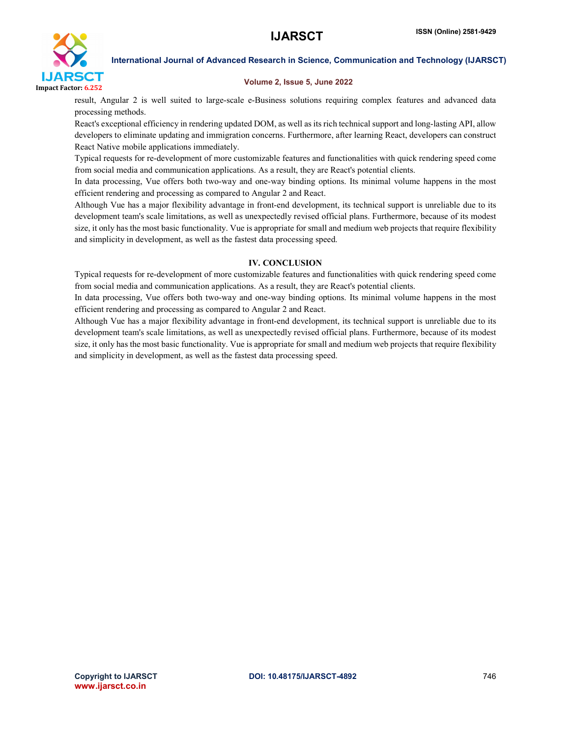result, Angular 2 is well suited to large-scale e-Business solutions requiring complex features and advanced data processing methods.

React's exceptional efficiency in rendering updated DOM, as well as its rich technical support and long-lasting API, allow developers to eliminate updating and immigration concerns. Furthermore, after learning React, developers can construct React Native mobile applications immediately.

Typical requests for re-development of more customizable features and functionalities with quick rendering speed come from social media and communication applications. As a result, they are React's potential clients.

In data processing, Vue offers both two-way and one-way binding options. Its minimal volume happens in the most efficient rendering and processing as compared to Angular 2 and React.

Although Vue has a major flexibility advantage in front-end development, its technical support is unreliable due to its development team's scale limitations, as well as unexpectedly revised official plans. Furthermore, because of its modest size, it only has the most basic functionality. Vue is appropriate for small and medium web projects that require flexibility and simplicity in development, as well as the fastest data processing speed.

## IV. CONCLUSION

Typical requests for re-development of more customizable features and functionalities with quick rendering speed come from social media and communication applications. As a result, they are React's potential clients.

In data processing, Vue offers both two-way and one-way binding options. Its minimal volume happens in the most efficient rendering and processing as compared to Angular 2 and React.

Although Vue has a major flexibility advantage in front-end development, its technical support is unreliable due to its development team's scale limitations, as well as unexpectedly revised official plans. Furthermore, because of its modest size, it only has the most basic functionality. Vue is appropriate for small and medium web projects that require flexibility and simplicity in development, as well as the fastest data processing speed.